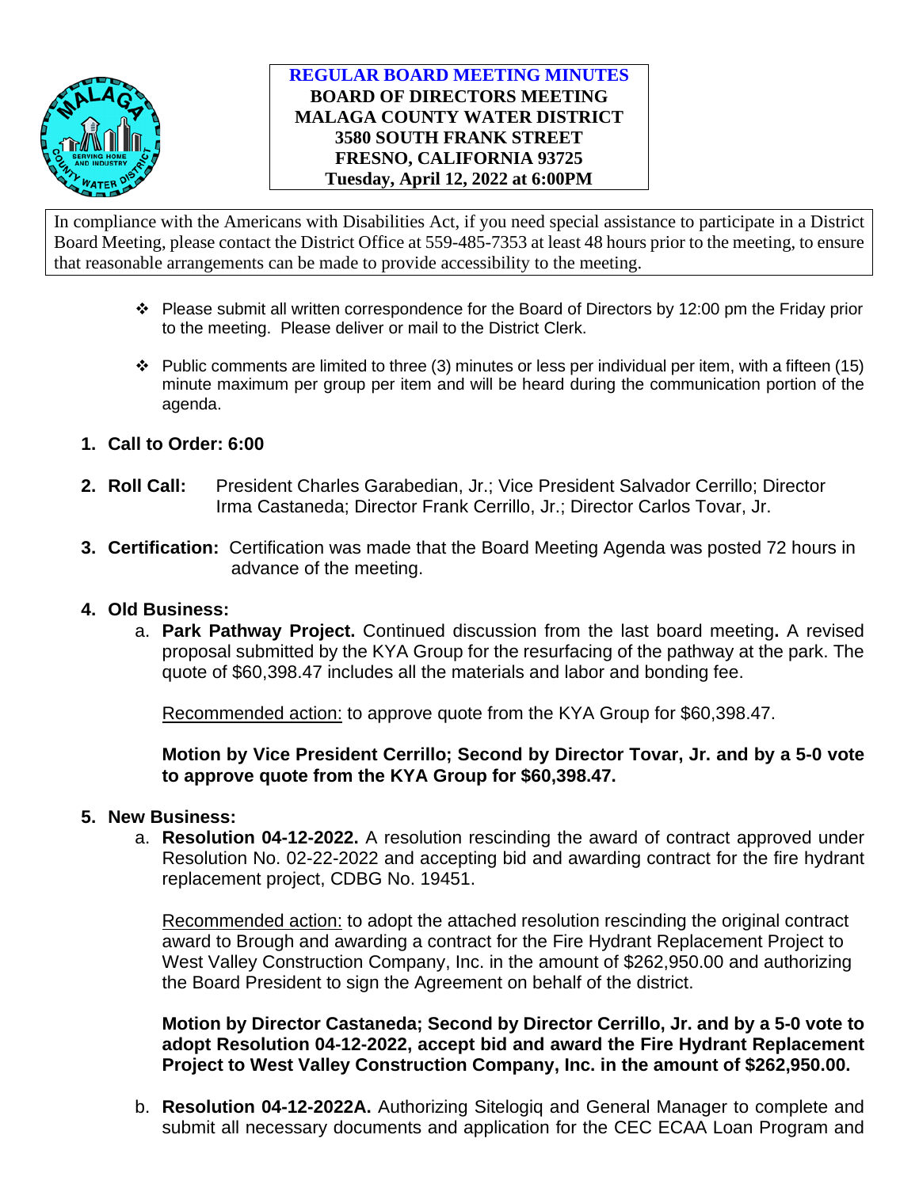# REGULAR BOARD MEETING MINUTES
## BOARD OF DIRECTORS MEETING
## MALAGA COUNTY WATER DISTRICT
## 3580 SOUTH FRANK STREET
## FRESNO, CALIFORNIA 93725
## Tuesday, April 12, 2022 at 6:00PM

In compliance with the Americans with Disabilities Act, if you need special assistance to participate in a District Board Meeting, please contact the District Office at 559-485-7353 at least 48 hours prior to the meeting, to ensure that reasonable arrangements can be made to provide accessibility to the meeting.

- Please submit all written correspondence for the Board of Directors by 12:00 pm the Friday prior to the meeting. Please deliver or mail to the District Clerk.
- Public comments are limited to three (3) minutes or less per individual per item, with a fifteen (15) minute maximum per group per item and will be heard during the communication portion of the agenda.

1. **Call to Order: 6:00**

2. **Roll Call:** President Charles Garabedian, Jr.; Vice President Salvador Cerrillo; Director Irma Castaneda; Director Frank Cerrillo, Jr.; Director Carlos Tovar, Jr.

3. **Certification:** Certification was made that the Board Meeting Agenda was posted 72 hours in advance of the meeting.

4. **Old Business:**

   a. **Park Pathway Project.** Continued discussion from the last board meeting**.** A revised proposal submitted by the KYA Group for the resurfacing of the pathway at the park. The quote of $60,398.47 includes all the materials and labor and bonding fee.

   Recommended action: to approve quote from the KYA Group for $60,398.47.

   **Motion by Vice President Cerrillo; Second by Director Tovar, Jr. and by a 5-0 vote to approve quote from the KYA Group for $60,398.47.**

5. **New Business:**

   a. **Resolution 04-12-2022.** A resolution rescinding the award of contract approved under Resolution No. 02-22-2022 and accepting bid and awarding contract for the fire hydrant replacement project, CDBG No. 19451.

   Recommended action: to adopt the attached resolution rescinding the original contract award to Brough and awarding a contract for the Fire Hydrant Replacement Project to West Valley Construction Company, Inc. in the amount of $262,950.00 and authorizing the Board President to sign the Agreement on behalf of the district.

   **Motion by Director Castaneda; Second by Director Cerrillo, Jr. and by a 5-0 vote to adopt Resolution 04-12-2022, accept bid and award the Fire Hydrant Replacement Project to West Valley Construction Company, Inc. in the amount of $262,950.00.**

   b. **Resolution 04-12-2022A.** Authorizing Sitelogiq and General Manager to complete and submit all necessary documents and application for the CEC ECAA Loan Program and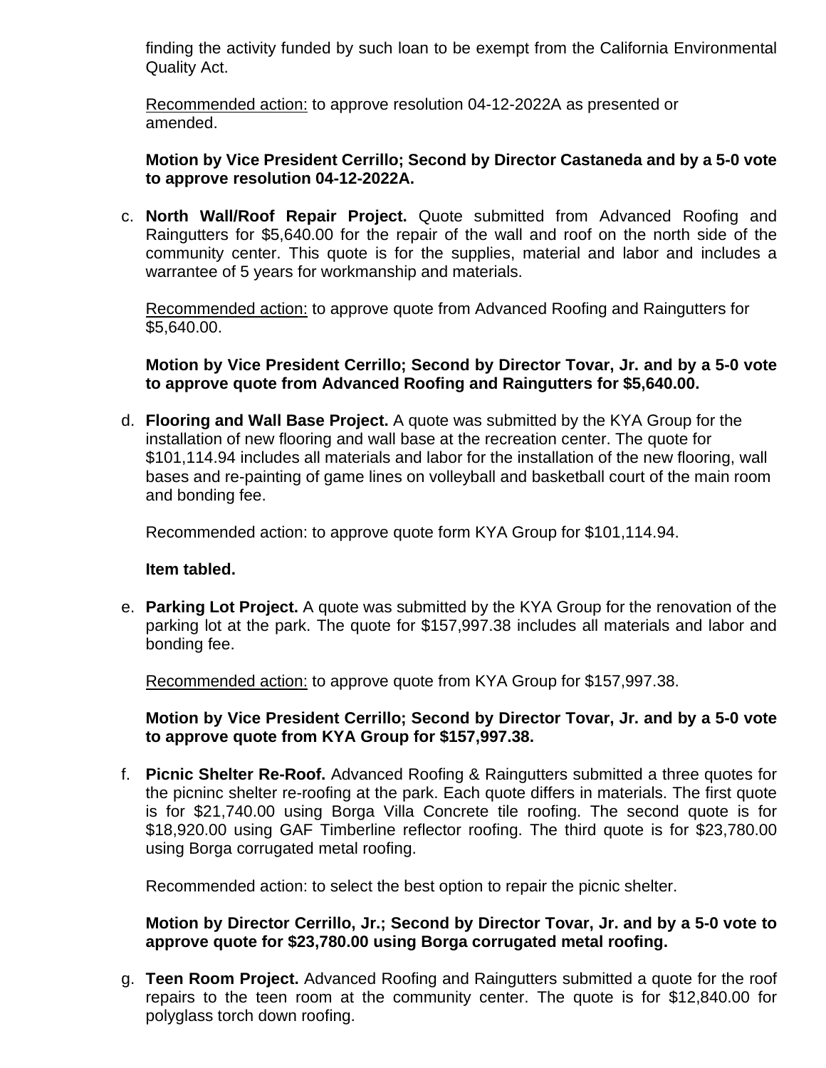finding the activity funded by such loan to be exempt from the California Environmental Quality Act.

Recommended action: to approve resolution 04-12-2022A as presented or amended.

**Motion by Vice President Cerrillo; Second by Director Castaneda and by a 5-0 vote to approve resolution 04-12-2022A.**

c. **North Wall/Roof Repair Project.** Quote submitted from Advanced Roofing and Raingutters for $5,640.00 for the repair of the wall and roof on the north side of the community center. This quote is for the supplies, material and labor and includes a warrantee of 5 years for workmanship and materials.

   Recommended action: to approve quote from Advanced Roofing and Raingutters for $5,640.00.

   **Motion by Vice President Cerrillo; Second by Director Tovar, Jr. and by a 5-0 vote to approve quote from Advanced Roofing and Raingutters for $5,640.00.**

d. **Flooring and Wall Base Project.** A quote was submitted by the KYA Group for the installation of new flooring and wall base at the recreation center. The quote for $101,114.94 includes all materials and labor for the installation of the new flooring, wall bases and re-painting of game lines on volleyball and basketball court of the main room and bonding fee.

   Recommended action: to approve quote form KYA Group for $101,114.94.

   **Item tabled.**

e. **Parking Lot Project.** A quote was submitted by the KYA Group for the renovation of the parking lot at the park. The quote for $157,997.38 includes all materials and labor and bonding fee.

   Recommended action: to approve quote from KYA Group for $157,997.38.

   **Motion by Vice President Cerrillo; Second by Director Tovar, Jr. and by a 5-0 vote to approve quote from KYA Group for $157,997.38.**

f. **Picnic Shelter Re-Roof.** Advanced Roofing & Raingutters submitted a three quotes for the picninc shelter re-roofing at the park. Each quote differs in materials. The first quote is for $21,740.00 using Borga Villa Concrete tile roofing. The second quote is for $18,920.00 using GAF Timberline reflector roofing. The third quote is for $23,780.00 using Borga corrugated metal roofing.

   Recommended action: to select the best option to repair the picnic shelter.

   **Motion by Director Cerrillo, Jr.; Second by Director Tovar, Jr. and by a 5-0 vote to approve quote for $23,780.00 using Borga corrugated metal roofing.**

g. **Teen Room Project.** Advanced Roofing and Raingutters submitted a quote for the roof repairs to the teen room at the community center. The quote is for $12,840.00 for polyglass torch down roofing.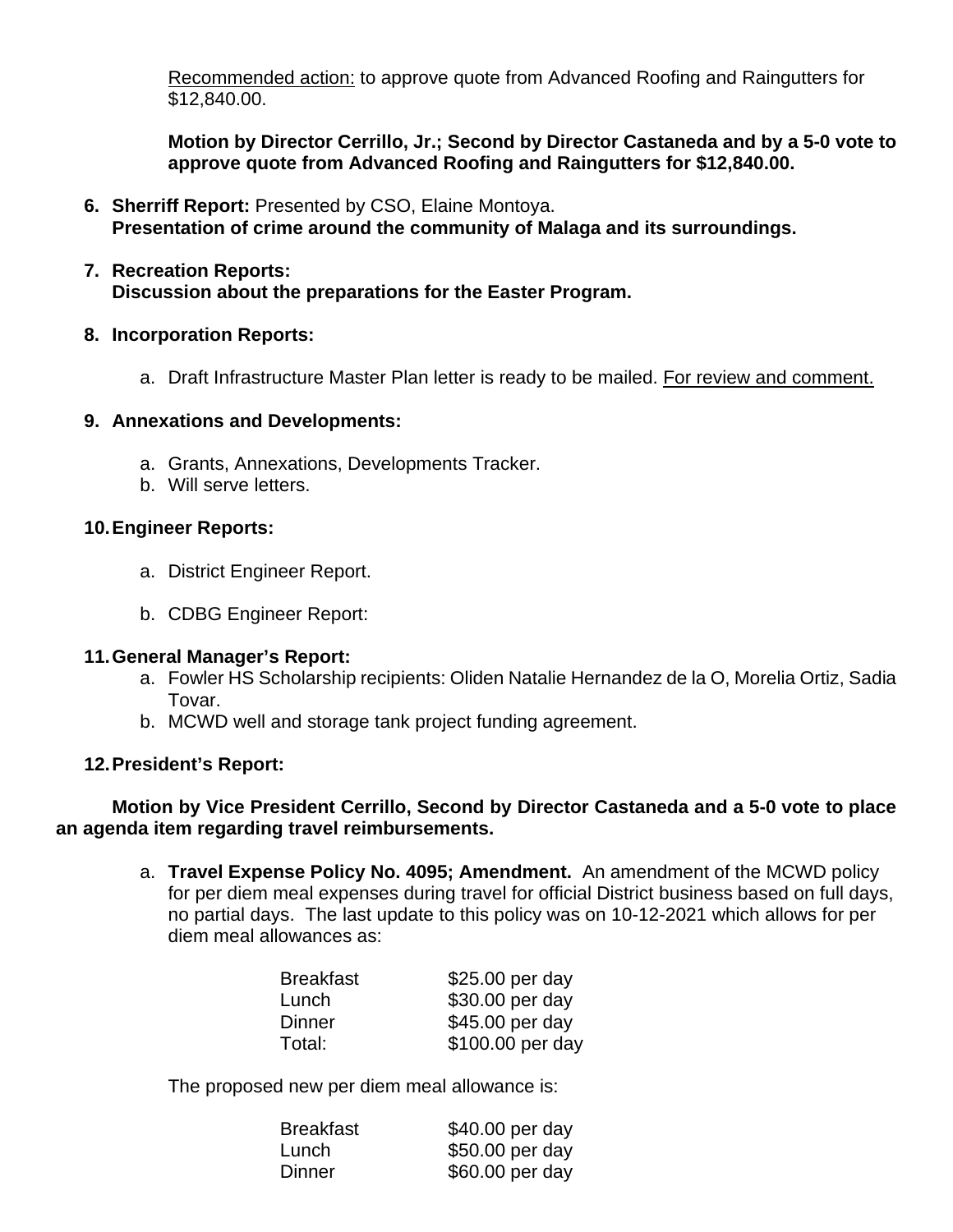<u>Recommended action:</u> to approve quote from Advanced Roofing and Raingutters for $12,840.00.

**Motion by Director Cerrillo, Jr.; Second by Director Castaneda and by a 5-0 vote to approve quote from Advanced Roofing and Raingutters for $12,840.00.**

6. **Sherriff Report:** Presented by CSO, Elaine Montoya.
   **Presentation of crime around the community of Malaga and its surroundings.**

7. **Recreation Reports:**
   **Discussion about the preparations for the Easter Program.**

8. **Incorporation Reports:**

   a. Draft Infrastructure Master Plan letter is ready to be mailed. <u>For review and comment.</u>

9. **Annexations and Developments:**

   a. Grants, Annexations, Developments Tracker.
   b. Will serve letters.

10. **Engineer Reports:**

    a. District Engineer Report.

    b. CDBG Engineer Report:

11. **General Manager's Report:**
    a. Fowler HS Scholarship recipients: Oliden Natalie Hernandez de la O, Morelia Ortiz, Sadia Tovar.
    b. MCWD well and storage tank project funding agreement.

12. **President's Report:**

**Motion by Vice President Cerrillo, Second by Director Castaneda and a 5-0 vote to place an agenda item regarding travel reimbursements.**

a. **Travel Expense Policy No. 4095; Amendment.** An amendment of the MCWD policy for per diem meal expenses during travel for official District business based on full days, no partial days. The last update to this policy was on 10-12-2021 which allows for per diem meal allowances as:

| | |
|---|---|
| Breakfast | $25.00 per day |
| Lunch | $30.00 per day |
| Dinner | $45.00 per day |
| Total: | $100.00 per day |

The proposed new per diem meal allowance is:

| | |
|---|---|
| Breakfast | $40.00 per day |
| Lunch | $50.00 per day |
| Dinner | $60.00 per day |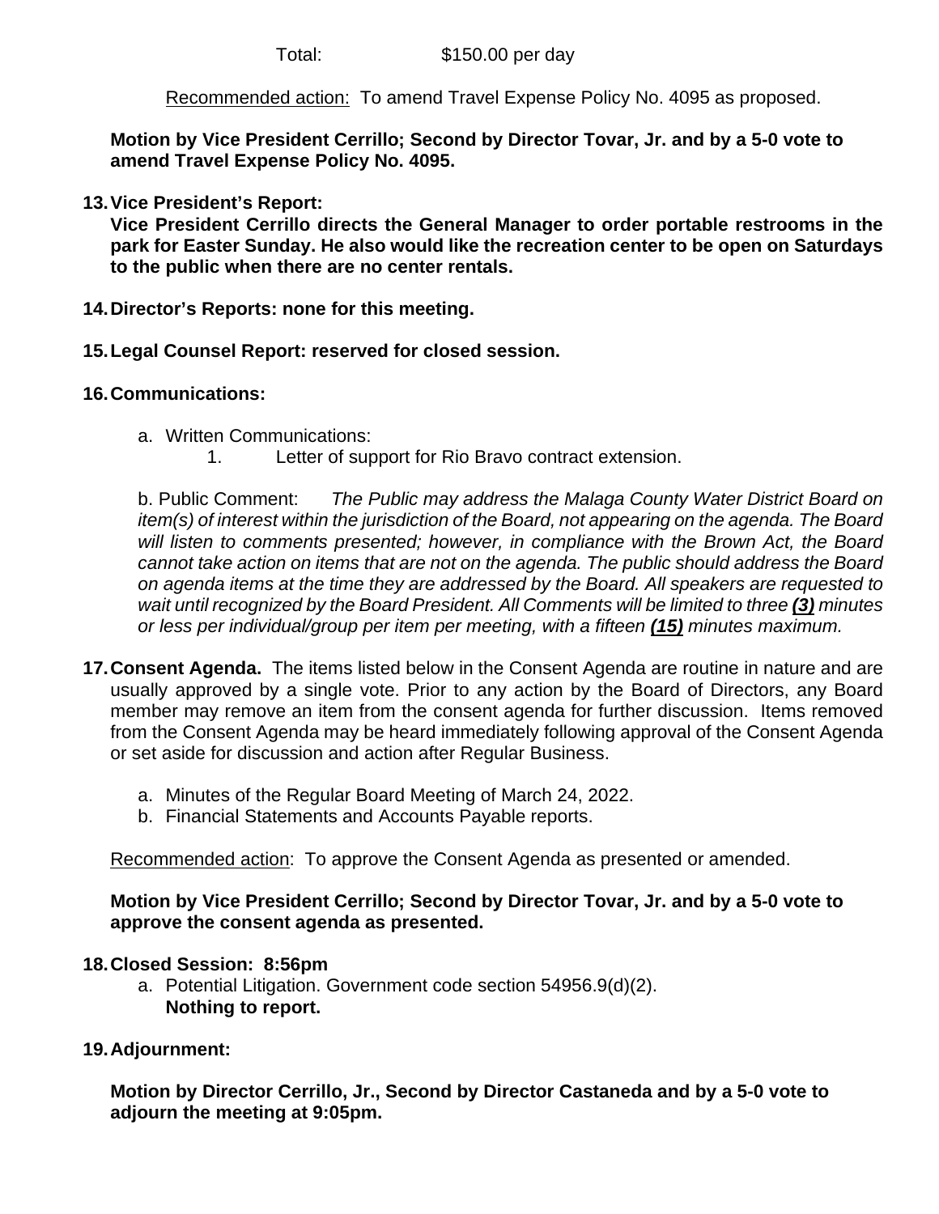Total: $150.00 per day

Recommended action: To amend Travel Expense Policy No. 4095 as proposed.

**Motion by Vice President Cerrillo; Second by Director Tovar, Jr. and by a 5-0 vote to amend Travel Expense Policy No. 4095.**

13. **Vice President's Report:**
    **Vice President Cerrillo directs the General Manager to order portable restrooms in the park for Easter Sunday. He also would like the recreation center to be open on Saturdays to the public when there are no center rentals.**

14. **Director's Reports: none for this meeting.**

15. **Legal Counsel Report: reserved for closed session.**

16. **Communications:**

    a. Written Communications:
       1. Letter of support for Rio Bravo contract extension.

    b. Public Comment: *The Public may address the Malaga County Water District Board on item(s) of interest within the jurisdiction of the Board, not appearing on the agenda. The Board will listen to comments presented; however, in compliance with the Brown Act, the Board cannot take action on items that are not on the agenda. The public should address the Board on agenda items at the time they are addressed by the Board. All speakers are requested to wait until recognized by the Board President. All Comments will be limited to three* ***(3)*** *minutes or less per individual/group per item per meeting, with a fifteen* ***(15)*** *minutes maximum.*

17. **Consent Agenda.** The items listed below in the Consent Agenda are routine in nature and are usually approved by a single vote. Prior to any action by the Board of Directors, any Board member may remove an item from the consent agenda for further discussion. Items removed from the Consent Agenda may be heard immediately following approval of the Consent Agenda or set aside for discussion and action after Regular Business.

    a. Minutes of the Regular Board Meeting of March 24, 2022.
    b. Financial Statements and Accounts Payable reports.

    Recommended action: To approve the Consent Agenda as presented or amended.

    **Motion by Vice President Cerrillo; Second by Director Tovar, Jr. and by a 5-0 vote to approve the consent agenda as presented.**

18. **Closed Session: 8:56pm**
    a. Potential Litigation. Government code section 54956.9(d)(2).
       **Nothing to report.**

19. **Adjournment:**

    **Motion by Director Cerrillo, Jr., Second by Director Castaneda and by a 5-0 vote to adjourn the meeting at 9:05pm.**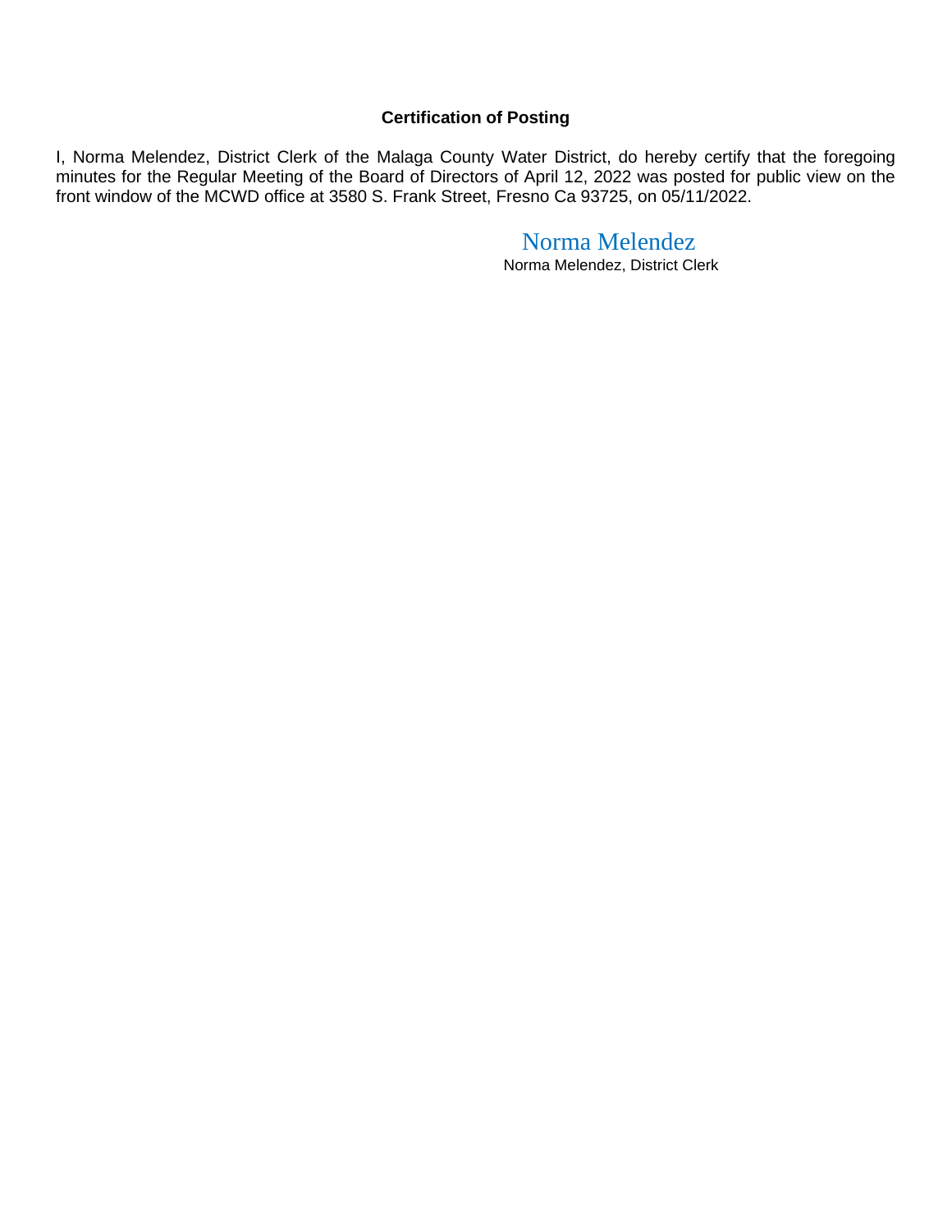**Certification of Posting**

I, Norma Melendez, District Clerk of the Malaga County Water District, do hereby certify that the foregoing minutes for the Regular Meeting of the Board of Directors of April 12, 2022 was posted for public view on the front window of the MCWD office at 3580 S. Frank Street, Fresno Ca 93725, on 05/11/2022.

Norma Melendez

Norma Melendez, District Clerk